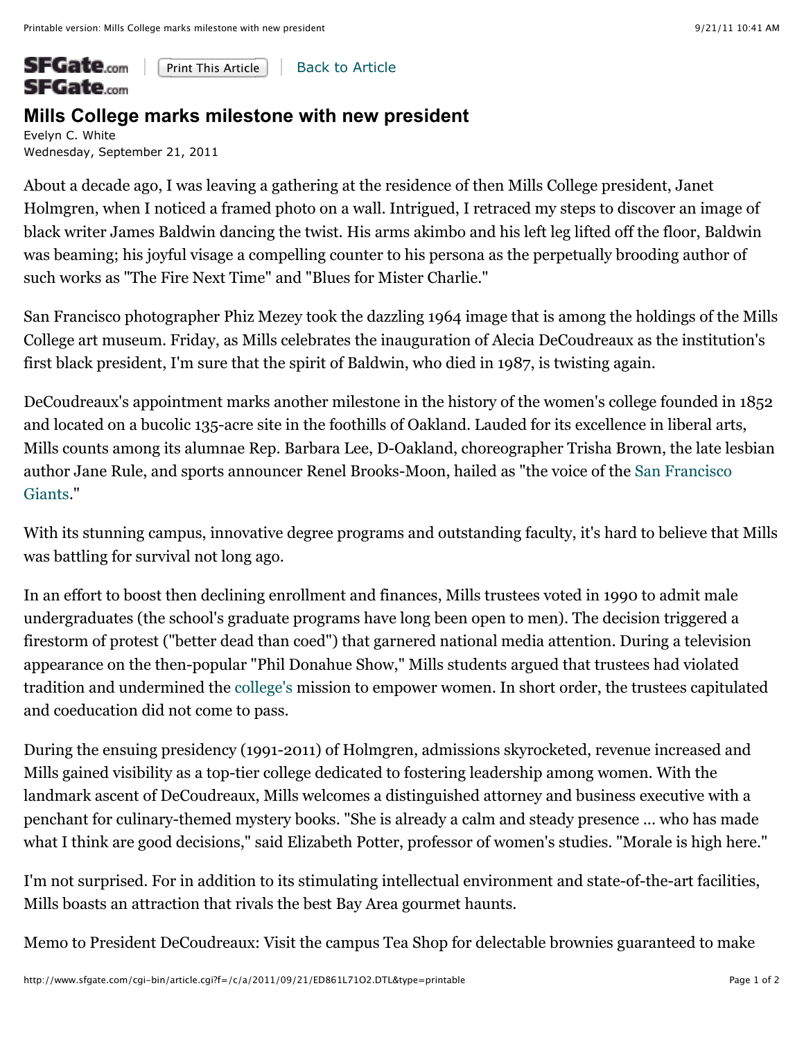# Mills College marks milestone with new president

Evelyn C. White
Wednesday, September 21, 2011

About a decade ago, I was leaving a gathering at the residence of then Mills College president, Janet Holmgren, when I noticed a framed photo on a wall. Intrigued, I retraced my steps to discover an image of black writer James Baldwin dancing the twist. His arms akimbo and his left leg lifted off the floor, Baldwin was beaming; his joyful visage a compelling counter to his persona as the perpetually brooding author of such works as "The Fire Next Time" and "Blues for Mister Charlie."

San Francisco photographer Phiz Mezey took the dazzling 1964 image that is among the holdings of the Mills College art museum. Friday, as Mills celebrates the inauguration of Alecia DeCoudreaux as the institution's first black president, I'm sure that the spirit of Baldwin, who died in 1987, is twisting again.

DeCoudreaux's appointment marks another milestone in the history of the women's college founded in 1852 and located on a bucolic 135-acre site in the foothills of Oakland. Lauded for its excellence in liberal arts, Mills counts among its alumnae Rep. Barbara Lee, D-Oakland, choreographer Trisha Brown, the late lesbian author Jane Rule, and sports announcer Renel Brooks-Moon, hailed as "the voice of the San Francisco Giants."

With its stunning campus, innovative degree programs and outstanding faculty, it's hard to believe that Mills was battling for survival not long ago.

In an effort to boost then declining enrollment and finances, Mills trustees voted in 1990 to admit male undergraduates (the school's graduate programs have long been open to men). The decision triggered a firestorm of protest ("better dead than coed") that garnered national media attention. During a television appearance on the then-popular "Phil Donahue Show," Mills students argued that trustees had violated tradition and undermined the college's mission to empower women. In short order, the trustees capitulated and coeducation did not come to pass.

During the ensuing presidency (1991-2011) of Holmgren, admissions skyrocketed, revenue increased and Mills gained visibility as a top-tier college dedicated to fostering leadership among women. With the landmark ascent of DeCoudreaux, Mills welcomes a distinguished attorney and business executive with a penchant for culinary-themed mystery books. "She is already a calm and steady presence ... who has made what I think are good decisions," said Elizabeth Potter, professor of women's studies. "Morale is high here."

I'm not surprised. For in addition to its stimulating intellectual environment and state-of-the-art facilities, Mills boasts an attraction that rivals the best Bay Area gourmet haunts.

Memo to President DeCoudreaux: Visit the campus Tea Shop for delectable brownies guaranteed to make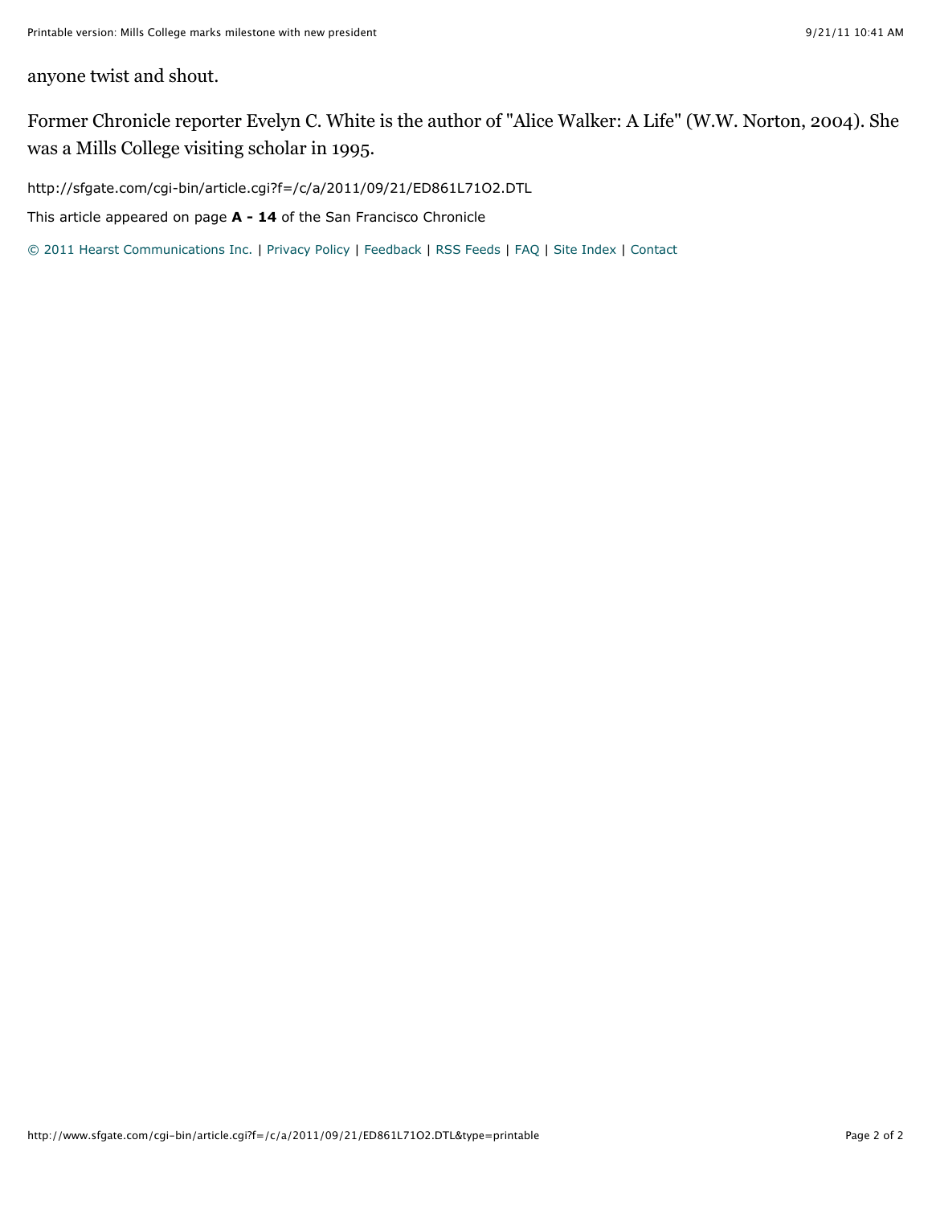anyone twist and shout.

Former Chronicle reporter Evelyn C. White is the author of "Alice Walker: A Life" (W.W. Norton, 2004). She was a Mills College visiting scholar in 1995.

http://sfgate.com/cgi-bin/article.cgi?f=/c/a/2011/09/21/ED861L71O2.DTL

This article appeared on page **A - 14** of the San Francisco Chronicle

© 2011 Hearst Communications Inc. | Privacy Policy | Feedback | RSS Feeds | FAQ | Site Index | Contact